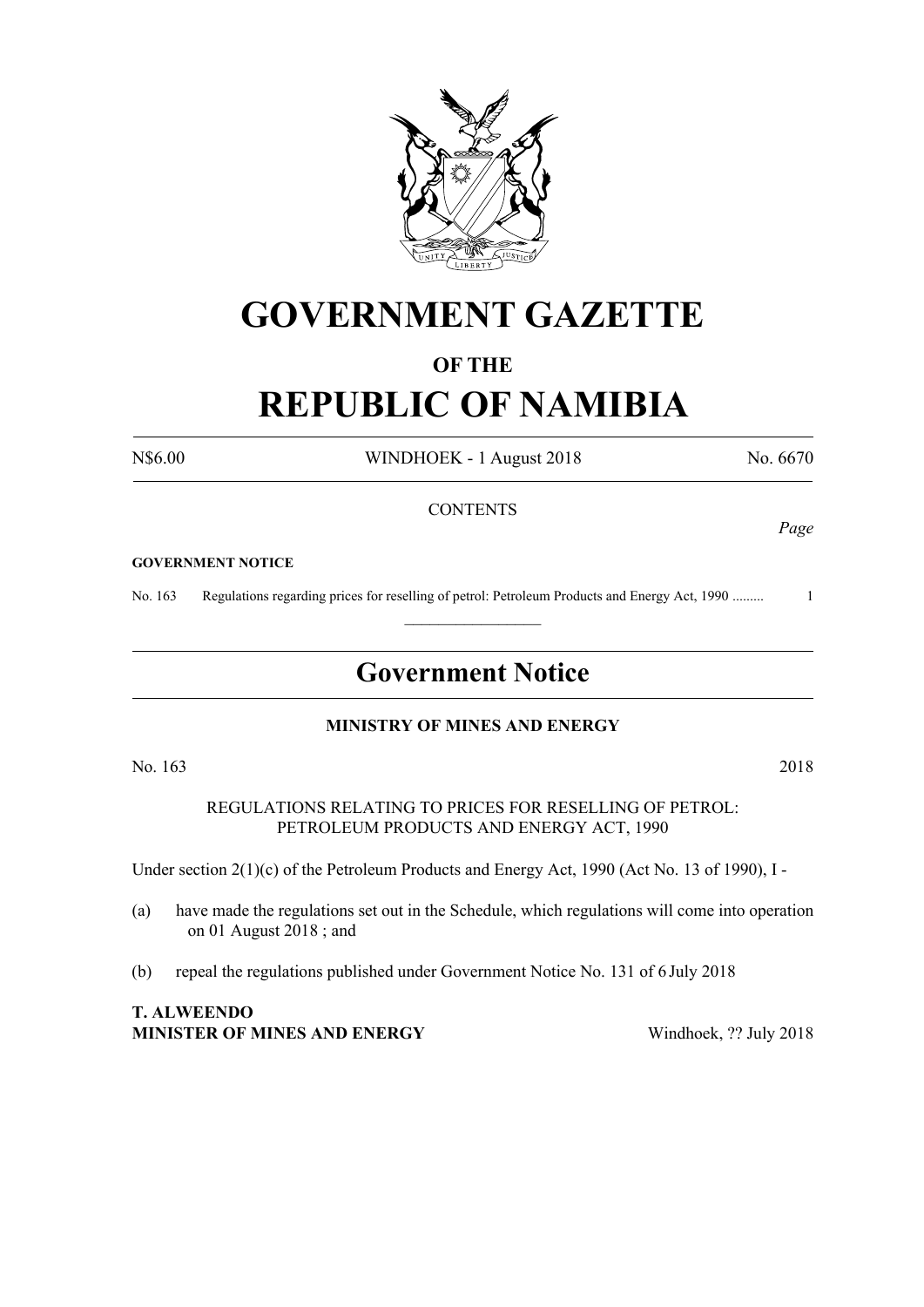# GOVERNMENT GAZETTE

## OF THE

# REPUBLIC OF NAMIBIA

N$6.00 WINDHOEK - 1 August 2018 No. 6670

CONTENTS

*Page*

**GOVERNMENT NOTICE**

No. 163 Regulations regarding prices for reselling of petrol: Petroleum Products and Energy Act, 1990 ......... 1

## Government Notice

**MINISTRY OF MINES AND ENERGY**

No. 163 2018

REGULATIONS RELATING TO PRICES FOR RESELLING OF PETROL: PETROLEUM PRODUCTS AND ENERGY ACT, 1990

Under section 2(1)(c) of the Petroleum Products and Energy Act, 1990 (Act No. 13 of 1990), I -

(a) have made the regulations set out in the Schedule, which regulations will come into operation on 01 August 2018 ; and

(b) repeal the regulations published under Government Notice No. 131 of 6 July 2018

**T. ALWEENDO**
**MINISTER OF MINES AND ENERGY** Windhoek, ?? July 2018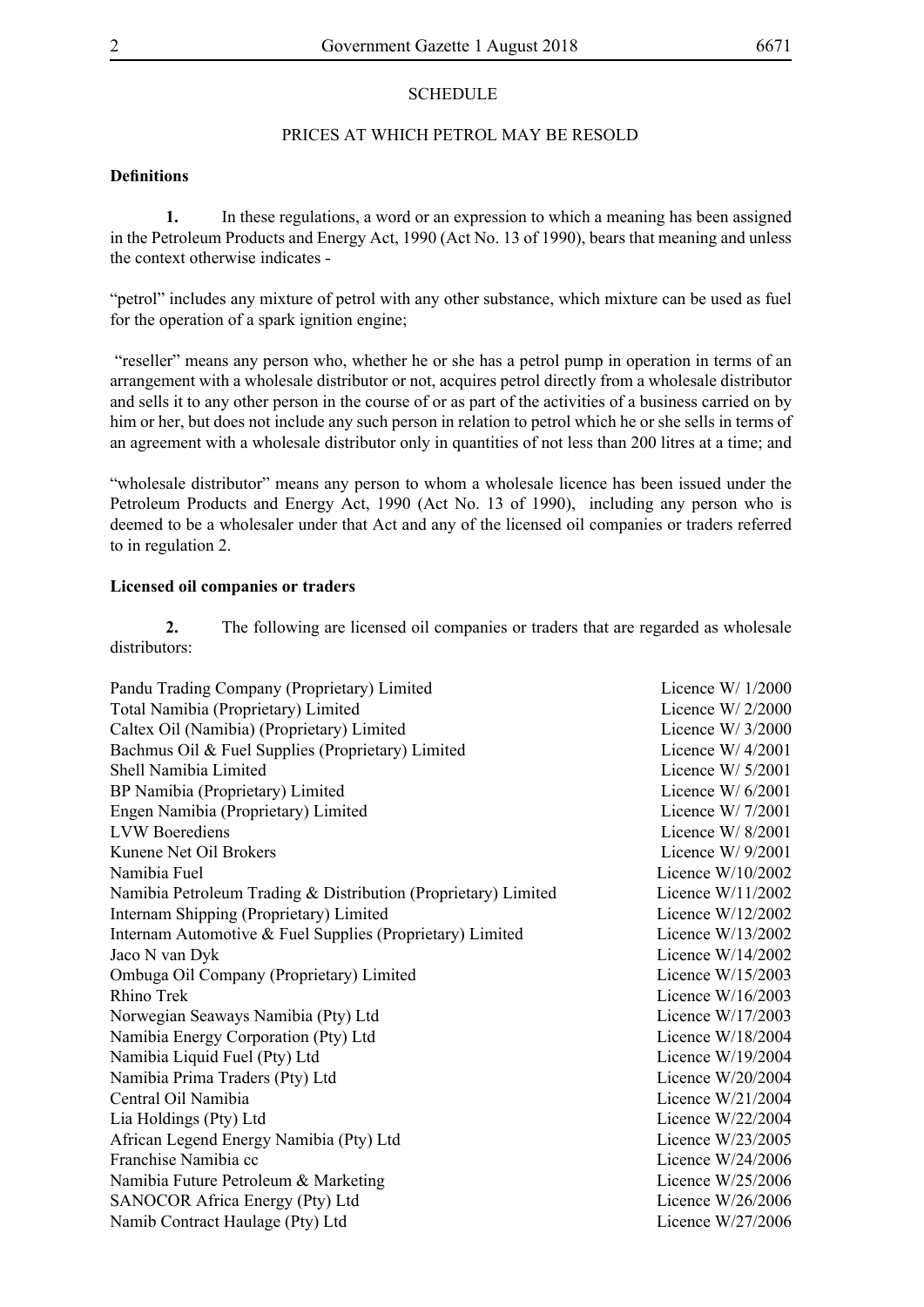SCHEDULE

PRICES AT WHICH PETROL MAY BE RESOLD

**Definitions**

**1.** In these regulations, a word or an expression to which a meaning has been assigned in the Petroleum Products and Energy Act, 1990 (Act No. 13 of 1990), bears that meaning and unless the context otherwise indicates -

"petrol" includes any mixture of petrol with any other substance, which mixture can be used as fuel for the operation of a spark ignition engine;

"reseller" means any person who, whether he or she has a petrol pump in operation in terms of an arrangement with a wholesale distributor or not, acquires petrol directly from a wholesale distributor and sells it to any other person in the course of or as part of the activities of a business carried on by him or her, but does not include any such person in relation to petrol which he or she sells in terms of an agreement with a wholesale distributor only in quantities of not less than 200 litres at a time; and

"wholesale distributor" means any person to whom a wholesale licence has been issued under the Petroleum Products and Energy Act, 1990 (Act No. 13 of 1990), including any person who is deemed to be a wholesaler under that Act and any of the licensed oil companies or traders referred to in regulation 2.

**Licensed oil companies or traders**

**2.** The following are licensed oil companies or traders that are regarded as wholesale distributors:

| | |
|---|---|
| Pandu Trading Company (Proprietary) Limited | Licence W/ 1/2000 |
| Total Namibia (Proprietary) Limited | Licence W/ 2/2000 |
| Caltex Oil (Namibia) (Proprietary) Limited | Licence W/ 3/2000 |
| Bachmus Oil & Fuel Supplies (Proprietary) Limited | Licence W/ 4/2001 |
| Shell Namibia Limited | Licence W/ 5/2001 |
| BP Namibia (Proprietary) Limited | Licence W/ 6/2001 |
| Engen Namibia (Proprietary) Limited | Licence W/ 7/2001 |
| LVW Boerediens | Licence W/ 8/2001 |
| Kunene Net Oil Brokers | Licence W/ 9/2001 |
| Namibia Fuel | Licence W/10/2002 |
| Namibia Petroleum Trading & Distribution (Proprietary) Limited | Licence W/11/2002 |
| Internam Shipping (Proprietary) Limited | Licence W/12/2002 |
| Internam Automotive & Fuel Supplies (Proprietary) Limited | Licence W/13/2002 |
| Jaco N van Dyk | Licence W/14/2002 |
| Ombuga Oil Company (Proprietary) Limited | Licence W/15/2003 |
| Rhino Trek | Licence W/16/2003 |
| Norwegian Seaways Namibia (Pty) Ltd | Licence W/17/2003 |
| Namibia Energy Corporation (Pty) Ltd | Licence W/18/2004 |
| Namibia Liquid Fuel (Pty) Ltd | Licence W/19/2004 |
| Namibia Prima Traders (Pty) Ltd | Licence W/20/2004 |
| Central Oil Namibia | Licence W/21/2004 |
| Lia Holdings (Pty) Ltd | Licence W/22/2004 |
| African Legend Energy Namibia (Pty) Ltd | Licence W/23/2005 |
| Franchise Namibia cc | Licence W/24/2006 |
| Namibia Future Petroleum & Marketing | Licence W/25/2006 |
| SANOCOR Africa Energy (Pty) Ltd | Licence W/26/2006 |
| Namib Contract Haulage (Pty) Ltd | Licence W/27/2006 |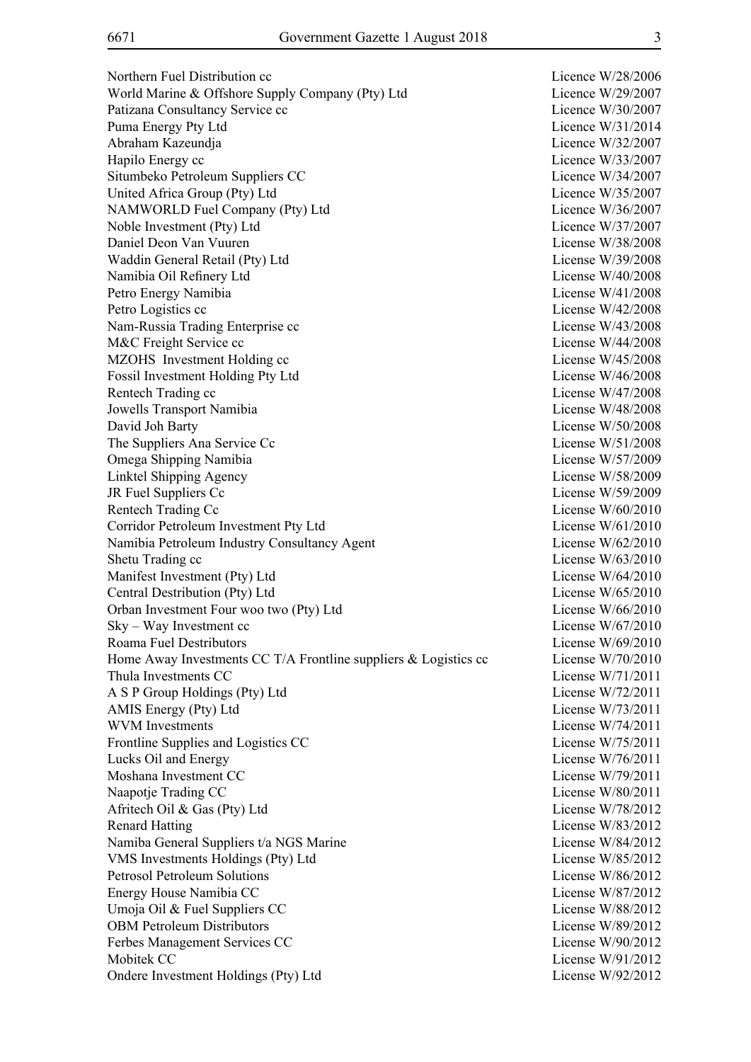| | |
|---|---|
| Northern Fuel Distribution cc | Licence W/28/2006 |
| World Marine & Offshore Supply Company (Pty) Ltd | Licence W/29/2007 |
| Patizana Consultancy Service cc | Licence W/30/2007 |
| Puma Energy Pty Ltd | Licence W/31/2014 |
| Abraham Kazeundja | Licence W/32/2007 |
| Hapilo Energy cc | Licence W/33/2007 |
| Situmbeko Petroleum Suppliers CC | Licence W/34/2007 |
| United Africa Group (Pty) Ltd | Licence W/35/2007 |
| NAMWORLD Fuel Company (Pty) Ltd | Licence W/36/2007 |
| Noble Investment (Pty) Ltd | Licence W/37/2007 |
| Daniel Deon Van Vuuren | License W/38/2008 |
| Waddin General Retail (Pty) Ltd | License W/39/2008 |
| Namibia Oil Refinery Ltd | License W/40/2008 |
| Petro Energy Namibia | License W/41/2008 |
| Petro Logistics cc | License W/42/2008 |
| Nam-Russia Trading Enterprise cc | License W/43/2008 |
| M&C Freight Service cc | License W/44/2008 |
| MZOHS Investment Holding cc | License W/45/2008 |
| Fossil Investment Holding Pty Ltd | License W/46/2008 |
| Rentech Trading cc | License W/47/2008 |
| Jowells Transport Namibia | License W/48/2008 |
| David Joh Barty | License W/50/2008 |
| The Suppliers Ana Service Cc | License W/51/2008 |
| Omega Shipping Namibia | License W/57/2009 |
| Linktel Shipping Agency | License W/58/2009 |
| JR Fuel Suppliers Cc | License W/59/2009 |
| Rentech Trading Cc | License W/60/2010 |
| Corridor Petroleum Investment Pty Ltd | License W/61/2010 |
| Namibia Petroleum Industry Consultancy Agent | License W/62/2010 |
| Shetu Trading cc | License W/63/2010 |
| Manifest Investment (Pty) Ltd | License W/64/2010 |
| Central Destribution (Pty) Ltd | License W/65/2010 |
| Orban Investment Four woo two (Pty) Ltd | License W/66/2010 |
| Sky – Way Investment cc | License W/67/2010 |
| Roama Fuel Destributors | License W/69/2010 |
| Home Away Investments CC T/A Frontline suppliers & Logistics cc | License W/70/2010 |
| Thula Investments CC | License W/71/2011 |
| A S P Group Holdings (Pty) Ltd | License W/72/2011 |
| AMIS Energy (Pty) Ltd | License W/73/2011 |
| WVM Investments | License W/74/2011 |
| Frontline Supplies and Logistics CC | License W/75/2011 |
| Lucks Oil and Energy | License W/76/2011 |
| Moshana Investment CC | License W/79/2011 |
| Naapotje Trading CC | License W/80/2011 |
| Afritech Oil & Gas (Pty) Ltd | License W/78/2012 |
| Renard Hatting | License W/83/2012 |
| Namiba General Suppliers t/a NGS Marine | License W/84/2012 |
| VMS Investments Holdings (Pty) Ltd | License W/85/2012 |
| Petrosol Petroleum Solutions | License W/86/2012 |
| Energy House Namibia CC | License W/87/2012 |
| Umoja Oil & Fuel Suppliers CC | License W/88/2012 |
| OBM Petroleum Distributors | License W/89/2012 |
| Ferbes Management Services CC | License W/90/2012 |
| Mobitek CC | License W/91/2012 |
| Ondere Investment Holdings (Pty) Ltd | License W/92/2012 |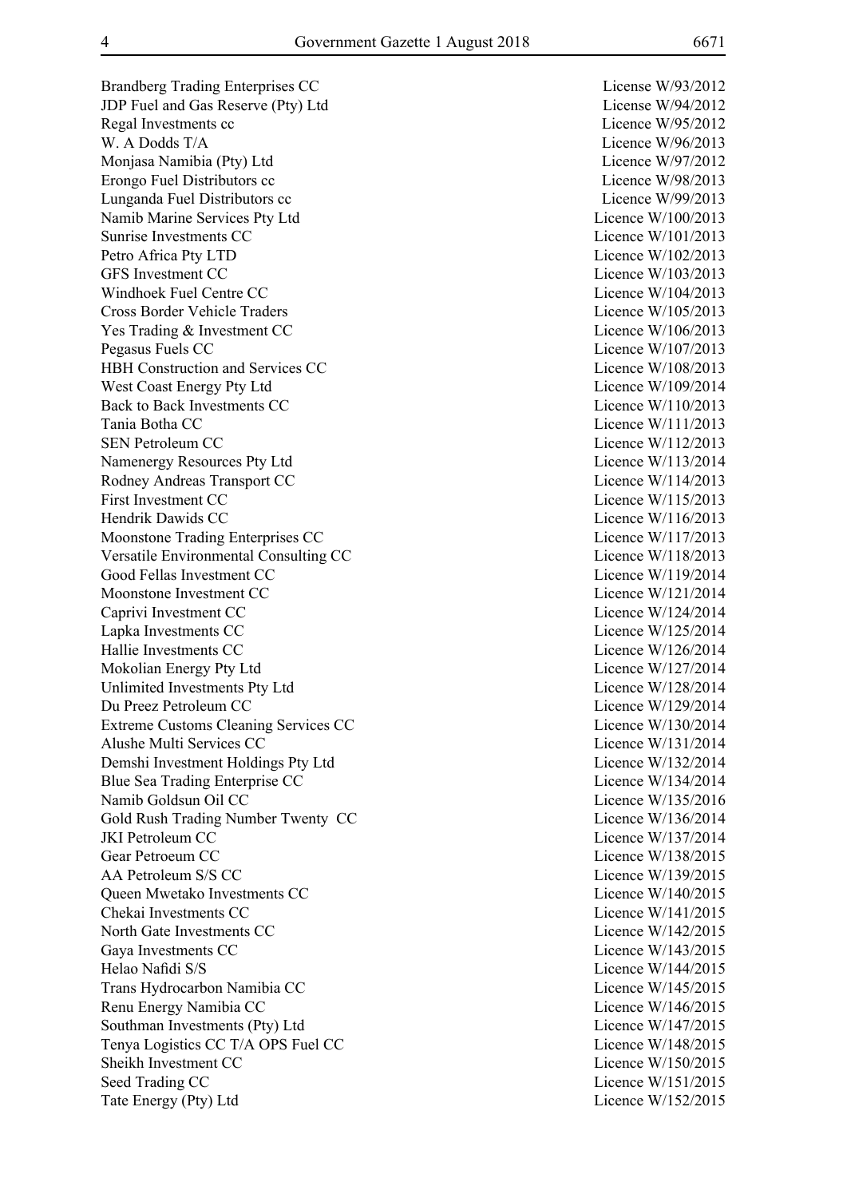| | |
|---|---|
| Brandberg Trading Enterprises CC | License W/93/2012 |
| JDP Fuel and Gas Reserve (Pty) Ltd | License W/94/2012 |
| Regal Investments cc | Licence W/95/2012 |
| W. A Dodds T/A | Licence W/96/2013 |
| Monjasa Namibia (Pty) Ltd | Licence W/97/2012 |
| Erongo Fuel Distributors cc | Licence W/98/2013 |
| Lunganda Fuel Distributors cc | Licence W/99/2013 |
| Namib Marine Services Pty Ltd | Licence W/100/2013 |
| Sunrise Investments CC | Licence W/101/2013 |
| Petro Africa Pty LTD | Licence W/102/2013 |
| GFS Investment CC | Licence W/103/2013 |
| Windhoek Fuel Centre CC | Licence W/104/2013 |
| Cross Border Vehicle Traders | Licence W/105/2013 |
| Yes Trading & Investment CC | Licence W/106/2013 |
| Pegasus Fuels CC | Licence W/107/2013 |
| HBH Construction and Services CC | Licence W/108/2013 |
| West Coast Energy Pty Ltd | Licence W/109/2014 |
| Back to Back Investments CC | Licence W/110/2013 |
| Tania Botha CC | Licence W/111/2013 |
| SEN Petroleum CC | Licence W/112/2013 |
| Namenergy Resources Pty Ltd | Licence W/113/2014 |
| Rodney Andreas Transport CC | Licence W/114/2013 |
| First Investment CC | Licence W/115/2013 |
| Hendrik Dawids CC | Licence W/116/2013 |
| Moonstone Trading Enterprises CC | Licence W/117/2013 |
| Versatile Environmental Consulting CC | Licence W/118/2013 |
| Good Fellas Investment CC | Licence W/119/2014 |
| Moonstone Investment CC | Licence W/121/2014 |
| Caprivi Investment CC | Licence W/124/2014 |
| Lapka Investments CC | Licence W/125/2014 |
| Hallie Investments CC | Licence W/126/2014 |
| Mokolian Energy Pty Ltd | Licence W/127/2014 |
| Unlimited Investments Pty Ltd | Licence W/128/2014 |
| Du Preez Petroleum CC | Licence W/129/2014 |
| Extreme Customs Cleaning Services CC | Licence W/130/2014 |
| Alushe Multi Services CC | Licence W/131/2014 |
| Demshi Investment Holdings Pty Ltd | Licence W/132/2014 |
| Blue Sea Trading Enterprise CC | Licence W/134/2014 |
| Namib Goldsun Oil CC | Licence W/135/2016 |
| Gold Rush Trading Number Twenty CC | Licence W/136/2014 |
| JKI Petroleum CC | Licence W/137/2014 |
| Gear Petroeum CC | Licence W/138/2015 |
| AA Petroleum S/S CC | Licence W/139/2015 |
| Queen Mwetako Investments CC | Licence W/140/2015 |
| Chekai Investments CC | Licence W/141/2015 |
| North Gate Investments CC | Licence W/142/2015 |
| Gaya Investments CC | Licence W/143/2015 |
| Helao Nafidi S/S | Licence W/144/2015 |
| Trans Hydrocarbon Namibia CC | Licence W/145/2015 |
| Renu Energy Namibia CC | Licence W/146/2015 |
| Southman Investments (Pty) Ltd | Licence W/147/2015 |
| Tenya Logistics CC T/A OPS Fuel CC | Licence W/148/2015 |
| Sheikh Investment CC | Licence W/150/2015 |
| Seed Trading CC | Licence W/151/2015 |
| Tate Energy (Pty) Ltd | Licence W/152/2015 |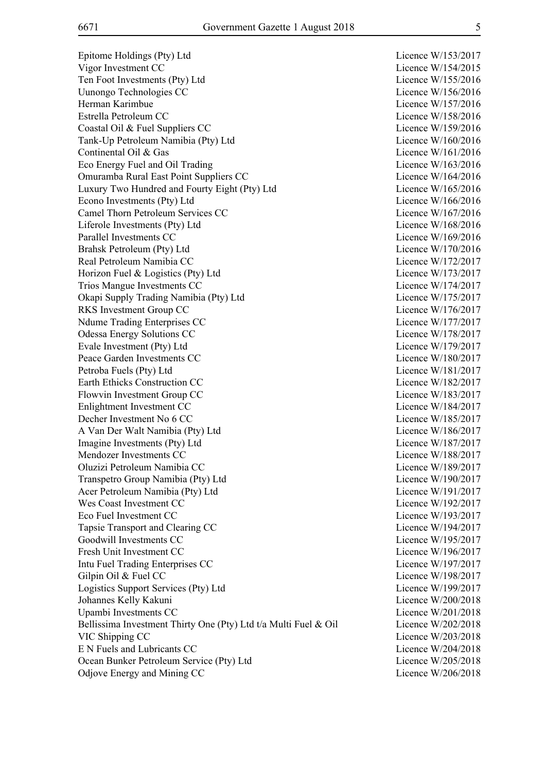| | |
|---|---|
| Epitome Holdings (Pty) Ltd | Licence W/153/2017 |
| Vigor Investment CC | Licence W/154/2015 |
| Ten Foot Investments (Pty) Ltd | Licence W/155/2016 |
| Uunongo Technologies CC | Licence W/156/2016 |
| Herman Karimbue | Licence W/157/2016 |
| Estrella Petroleum CC | Licence W/158/2016 |
| Coastal Oil & Fuel Suppliers CC | Licence W/159/2016 |
| Tank-Up Petroleum Namibia (Pty) Ltd | Licence W/160/2016 |
| Continental Oil & Gas | Licence W/161/2016 |
| Eco Energy Fuel and Oil Trading | Licence W/163/2016 |
| Omuramba Rural East Point Suppliers CC | Licence W/164/2016 |
| Luxury Two Hundred and Fourty Eight (Pty) Ltd | Licence W/165/2016 |
| Econo Investments (Pty) Ltd | Licence W/166/2016 |
| Camel Thorn Petroleum Services CC | Licence W/167/2016 |
| Liferole Investments (Pty) Ltd | Licence W/168/2016 |
| Parallel Investments CC | Licence W/169/2016 |
| Brahsk Petroleum (Pty) Ltd | Licence W/170/2016 |
| Real Petroleum Namibia CC | Licence W/172/2017 |
| Horizon Fuel & Logistics (Pty) Ltd | Licence W/173/2017 |
| Trios Mangue Investments CC | Licence W/174/2017 |
| Okapi Supply Trading Namibia (Pty) Ltd | Licence W/175/2017 |
| RKS Investment Group CC | Licence W/176/2017 |
| Ndume Trading Enterprises CC | Licence W/177/2017 |
| Odessa Energy Solutions CC | Licence W/178/2017 |
| Evale Investment (Pty) Ltd | Licence W/179/2017 |
| Peace Garden Investments CC | Licence W/180/2017 |
| Petroba Fuels (Pty) Ltd | Licence W/181/2017 |
| Earth Ethicks Construction CC | Licence W/182/2017 |
| Flowvin Investment Group CC | Licence W/183/2017 |
| Enlightment Investment CC | Licence W/184/2017 |
| Decher Investment No 6 CC | Licence W/185/2017 |
| A Van Der Walt Namibia (Pty) Ltd | Licence W/186/2017 |
| Imagine Investments (Pty) Ltd | Licence W/187/2017 |
| Mendozer Investments CC | Licence W/188/2017 |
| Oluzizi Petroleum Namibia CC | Licence W/189/2017 |
| Transpetro Group Namibia (Pty) Ltd | Licence W/190/2017 |
| Acer Petroleum Namibia (Pty) Ltd | Licence W/191/2017 |
| Wes Coast Investment CC | Licence W/192/2017 |
| Eco Fuel Investment CC | Licence W/193/2017 |
| Tapsie Transport and Clearing CC | Licence W/194/2017 |
| Goodwill Investments CC | Licence W/195/2017 |
| Fresh Unit Investment CC | Licence W/196/2017 |
| Intu Fuel Trading Enterprises CC | Licence W/197/2017 |
| Gilpin Oil & Fuel CC | Licence W/198/2017 |
| Logistics Support Services (Pty) Ltd | Licence W/199/2017 |
| Johannes Kelly Kakuni | Licence W/200/2018 |
| Upambi Investments CC | Licence W/201/2018 |
| Bellissima Investment Thirty One (Pty) Ltd t/a Multi Fuel & Oil | Licence W/202/2018 |
| VIC Shipping CC | Licence W/203/2018 |
| E N Fuels and Lubricants CC | Licence W/204/2018 |
| Ocean Bunker Petroleum Service (Pty) Ltd | Licence W/205/2018 |
| Odjove Energy and Mining CC | Licence W/206/2018 |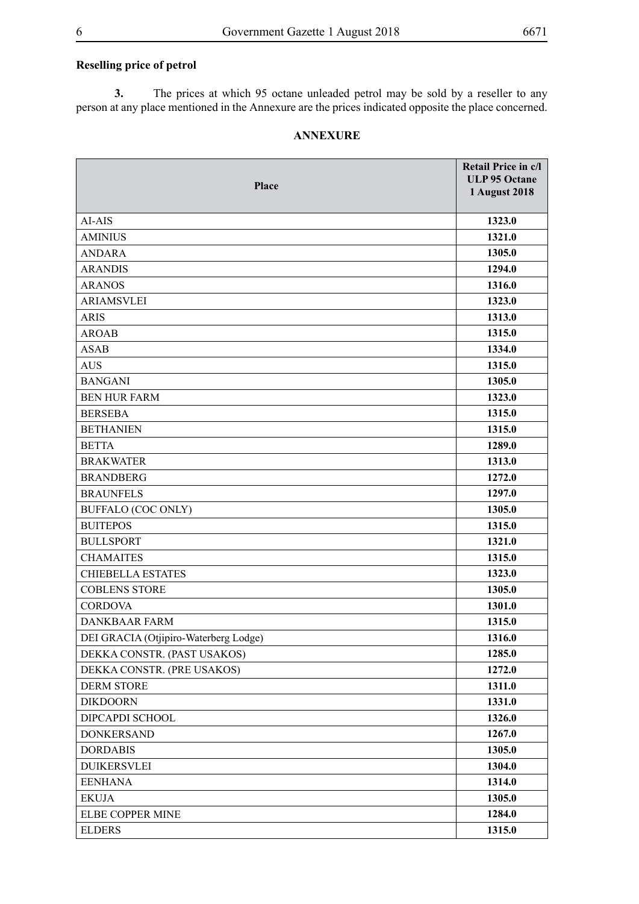**Reselling price of petrol**

**3.** The prices at which 95 octane unleaded petrol may be sold by a reseller to any person at any place mentioned in the Annexure are the prices indicated opposite the place concerned.

**ANNEXURE**

| Place | Retail Price in c/l ULP 95 Octane 1 August 2018 |
|---|---|
| AI-AIS | **1323.0** |
| AMINIUS | **1321.0** |
| ANDARA | **1305.0** |
| ARANDIS | **1294.0** |
| ARANOS | **1316.0** |
| ARIAMSVLEI | **1323.0** |
| ARIS | **1313.0** |
| AROAB | **1315.0** |
| ASAB | **1334.0** |
| AUS | **1315.0** |
| BANGANI | **1305.0** |
| BEN HUR FARM | **1323.0** |
| BERSEBA | **1315.0** |
| BETHANIEN | **1315.0** |
| BETTA | **1289.0** |
| BRAKWATER | **1313.0** |
| BRANDBERG | **1272.0** |
| BRAUNFELS | **1297.0** |
| BUFFALO (COC ONLY) | **1305.0** |
| BUITEPOS | **1315.0** |
| BULLSPORT | **1321.0** |
| CHAMAITES | **1315.0** |
| CHIEBELLA ESTATES | **1323.0** |
| COBLENS STORE | **1305.0** |
| CORDOVA | **1301.0** |
| DANKBAAR FARM | **1315.0** |
| DEI GRACIA (Otjipiro-Waterberg Lodge) | **1316.0** |
| DEKKA CONSTR. (PAST USAKOS) | **1285.0** |
| DEKKA CONSTR. (PRE USAKOS) | **1272.0** |
| DERM STORE | **1311.0** |
| DIKDOORN | **1331.0** |
| DIPCAPDI SCHOOL | **1326.0** |
| DONKERSAND | **1267.0** |
| DORDABIS | **1305.0** |
| DUIKERSVLEI | **1304.0** |
| EENHANA | **1314.0** |
| EKUJA | **1305.0** |
| ELBE COPPER MINE | **1284.0** |
| ELDERS | **1315.0** |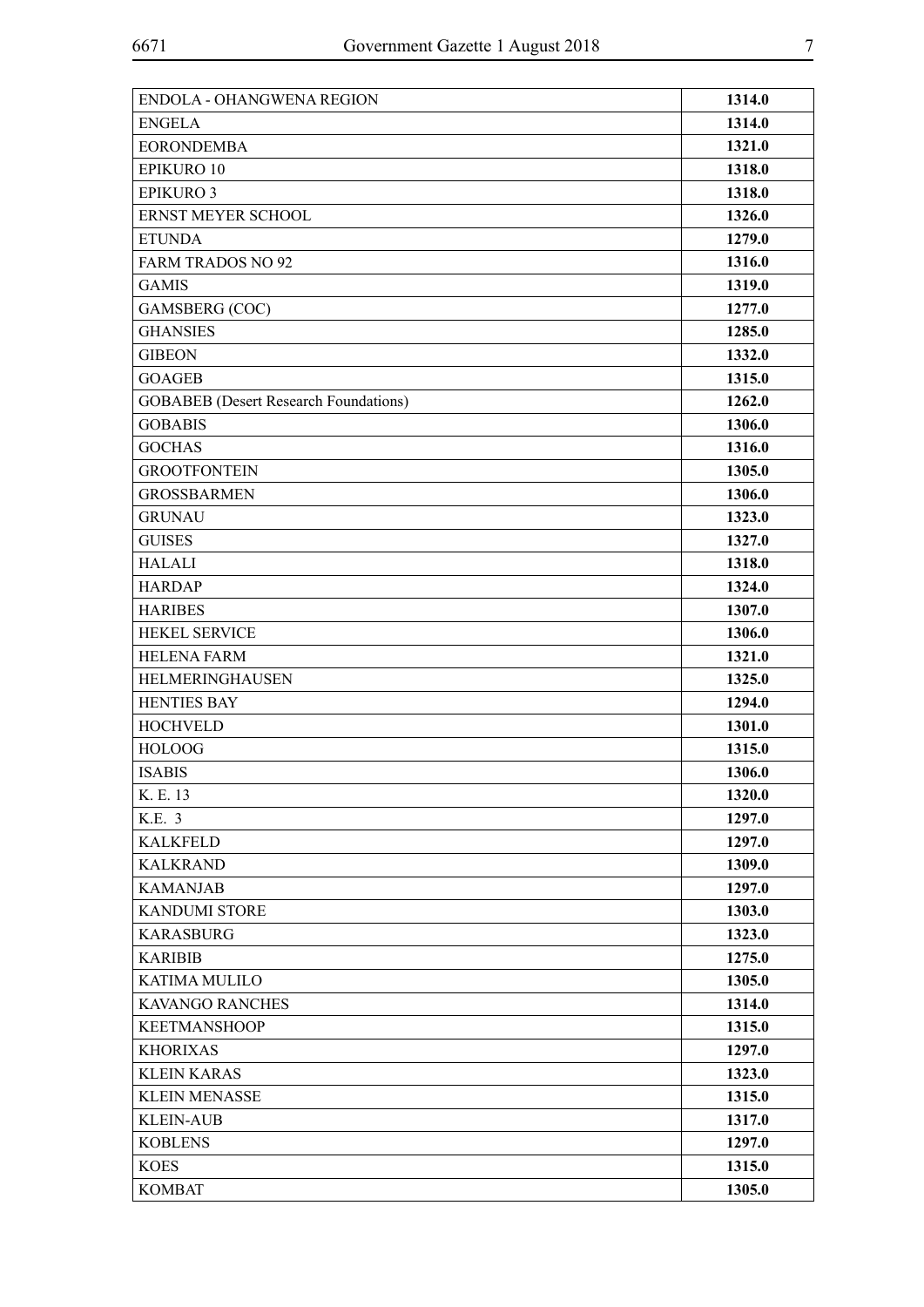| | |
|---|---|
| ENDOLA - OHANGWENA REGION | **1314.0** |
| ENGELA | **1314.0** |
| EORONDEMBA | **1321.0** |
| EPIKURO 10 | **1318.0** |
| EPIKURO 3 | **1318.0** |
| ERNST MEYER SCHOOL | **1326.0** |
| ETUNDA | **1279.0** |
| FARM TRADOS NO 92 | **1316.0** |
| GAMIS | **1319.0** |
| GAMSBERG (COC) | **1277.0** |
| GHANSIES | **1285.0** |
| GIBEON | **1332.0** |
| GOAGEB | **1315.0** |
| GOBABEB (Desert Research Foundations) | **1262.0** |
| GOBABIS | **1306.0** |
| GOCHAS | **1316.0** |
| GROOTFONTEIN | **1305.0** |
| GROSSBARMEN | **1306.0** |
| GRUNAU | **1323.0** |
| GUISES | **1327.0** |
| HALALI | **1318.0** |
| HARDAP | **1324.0** |
| HARIBES | **1307.0** |
| HEKEL SERVICE | **1306.0** |
| HELENA FARM | **1321.0** |
| HELMERINGHAUSEN | **1325.0** |
| HENTIES BAY | **1294.0** |
| HOCHVELD | **1301.0** |
| HOLOOG | **1315.0** |
| ISABIS | **1306.0** |
| K. E. 13 | **1320.0** |
| K.E. 3 | **1297.0** |
| KALKFELD | **1297.0** |
| KALKRAND | **1309.0** |
| KAMANJAB | **1297.0** |
| KANDUMI STORE | **1303.0** |
| KARASBURG | **1323.0** |
| KARIBIB | **1275.0** |
| KATIMA MULILO | **1305.0** |
| KAVANGO RANCHES | **1314.0** |
| KEETMANSHOOP | **1315.0** |
| KHORIXAS | **1297.0** |
| KLEIN KARAS | **1323.0** |
| KLEIN MENASSE | **1315.0** |
| KLEIN-AUB | **1317.0** |
| KOBLENS | **1297.0** |
| KOES | **1315.0** |
| KOMBAT | **1305.0** |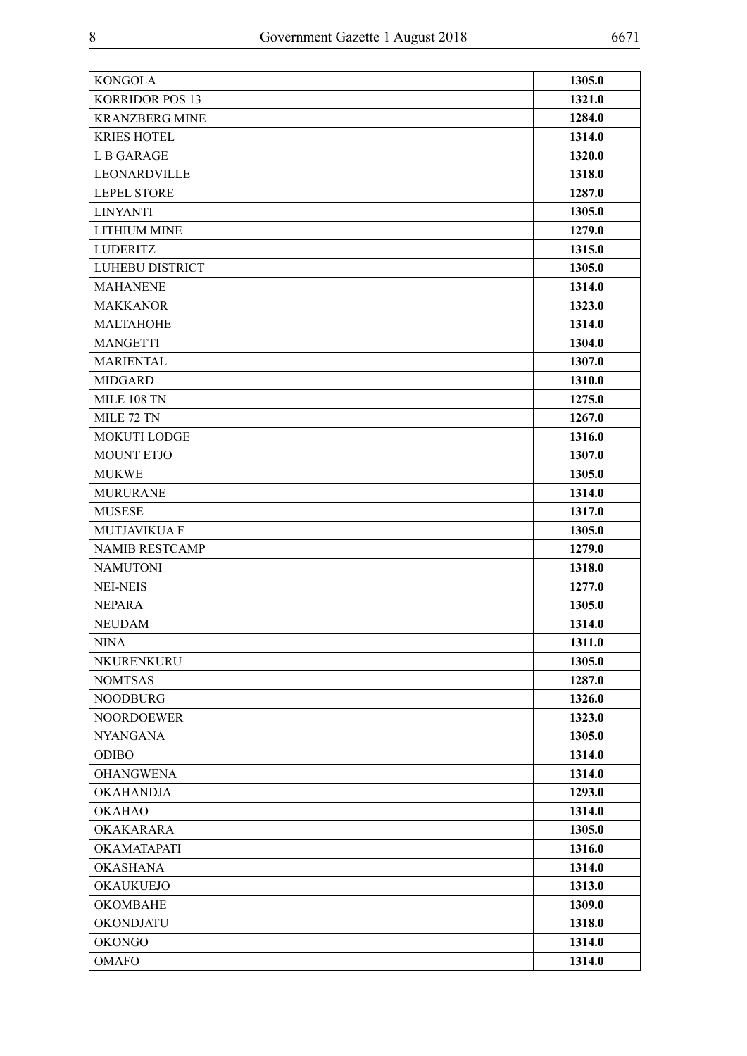| KONGOLA | **1305.0** |
|---|---|
| KORRIDOR POS 13 | **1321.0** |
| KRANZBERG MINE | **1284.0** |
| KRIES HOTEL | **1314.0** |
| L B GARAGE | **1320.0** |
| LEONARDVILLE | **1318.0** |
| LEPEL STORE | **1287.0** |
| LINYANTI | **1305.0** |
| LITHIUM MINE | **1279.0** |
| LUDERITZ | **1315.0** |
| LUHEBU DISTRICT | **1305.0** |
| MAHANENE | **1314.0** |
| MAKKANOR | **1323.0** |
| MALTAHOHE | **1314.0** |
| MANGETTI | **1304.0** |
| MARIENTAL | **1307.0** |
| MIDGARD | **1310.0** |
| MILE 108 TN | **1275.0** |
| MILE 72 TN | **1267.0** |
| MOKUTI LODGE | **1316.0** |
| MOUNT ETJO | **1307.0** |
| MUKWE | **1305.0** |
| MURURANE | **1314.0** |
| MUSESE | **1317.0** |
| MUTJAVIKUA F | **1305.0** |
| NAMIB RESTCAMP | **1279.0** |
| NAMUTONI | **1318.0** |
| NEI-NEIS | **1277.0** |
| NEPARA | **1305.0** |
| NEUDAM | **1314.0** |
| NINA | **1311.0** |
| NKURENKURU | **1305.0** |
| NOMTSAS | **1287.0** |
| NOODBURG | **1326.0** |
| NOORDOEWER | **1323.0** |
| NYANGANA | **1305.0** |
| ODIBO | **1314.0** |
| OHANGWENA | **1314.0** |
| OKAHANDJA | **1293.0** |
| OKAHAO | **1314.0** |
| OKAKARARA | **1305.0** |
| OKAMATAPATI | **1316.0** |
| OKASHANA | **1314.0** |
| OKAUKUEJO | **1313.0** |
| OKOMBAHE | **1309.0** |
| OKONDJATU | **1318.0** |
| OKONGO | **1314.0** |
| OMAFO | **1314.0** |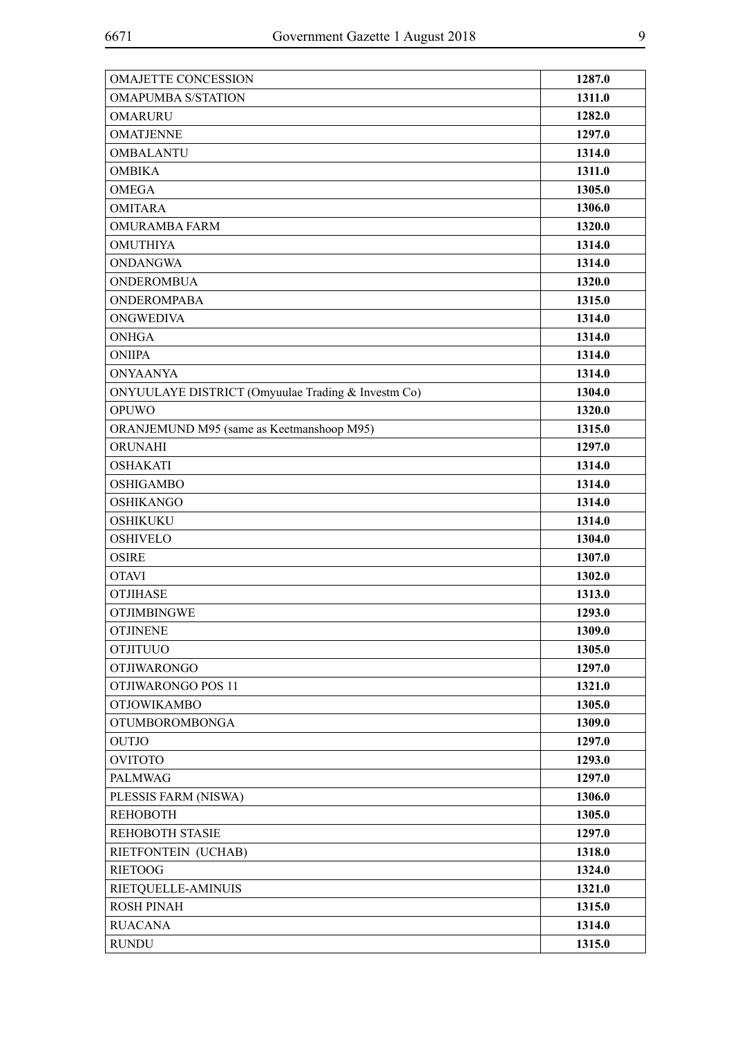| | |
|---|---|
| OMAJETTE CONCESSION | **1287.0** |
| OMAPUMBA S/STATION | **1311.0** |
| OMARURU | **1282.0** |
| OMATJENNE | **1297.0** |
| OMBALANTU | **1314.0** |
| OMBIKA | **1311.0** |
| OMEGA | **1305.0** |
| OMITARA | **1306.0** |
| OMURAMBA FARM | **1320.0** |
| OMUTHIYA | **1314.0** |
| ONDANGWA | **1314.0** |
| ONDEROMBUA | **1320.0** |
| ONDEROMPABA | **1315.0** |
| ONGWEDIVA | **1314.0** |
| ONHGA | **1314.0** |
| ONIIPA | **1314.0** |
| ONYAANYA | **1314.0** |
| ONYUULAYE DISTRICT (Omyuulae Trading & Investm Co) | **1304.0** |
| OPUWO | **1320.0** |
| ORANJEMUND M95 (same as Keetmanshoop M95) | **1315.0** |
| ORUNAHI | **1297.0** |
| OSHAKATI | **1314.0** |
| OSHIGAMBO | **1314.0** |
| OSHIKANGO | **1314.0** |
| OSHIKUKU | **1314.0** |
| OSHIVELO | **1304.0** |
| OSIRE | **1307.0** |
| OTAVI | **1302.0** |
| OTJIHASE | **1313.0** |
| OTJIMBINGWE | **1293.0** |
| OTJINENE | **1309.0** |
| OTJITUUO | **1305.0** |
| OTJIWARONGO | **1297.0** |
| OTJIWARONGO POS 11 | **1321.0** |
| OTJOWIKAMBO | **1305.0** |
| OTUMBOROMBONGA | **1309.0** |
| OUTJO | **1297.0** |
| OVITOTO | **1293.0** |
| PALMWAG | **1297.0** |
| PLESSIS FARM (NISWA) | **1306.0** |
| REHOBOTH | **1305.0** |
| REHOBOTH STASIE | **1297.0** |
| RIETFONTEIN (UCHAB) | **1318.0** |
| RIETOOG | **1324.0** |
| RIETQUELLE-AMINUIS | **1321.0** |
| ROSH PINAH | **1315.0** |
| RUACANA | **1314.0** |
| RUNDU | **1315.0** |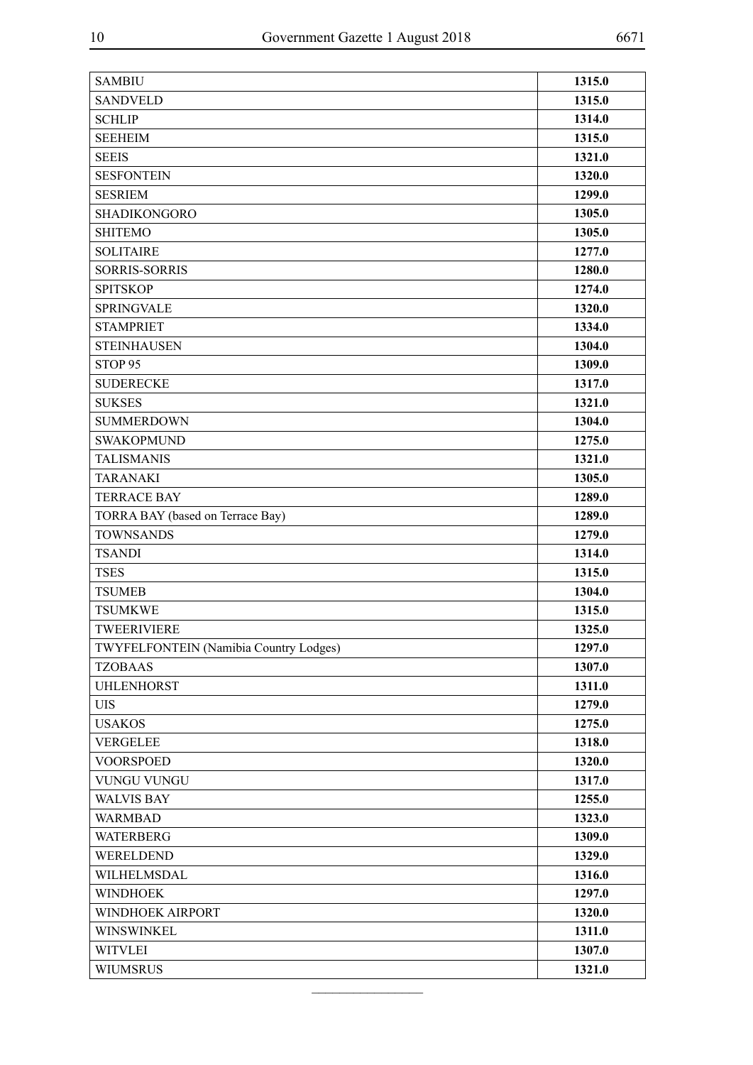| | |
|---|---|
| SAMBIU | **1315.0** |
| SANDVELD | **1315.0** |
| SCHLIP | **1314.0** |
| SEEHEIM | **1315.0** |
| SEEIS | **1321.0** |
| SESFONTEIN | **1320.0** |
| SESRIEM | **1299.0** |
| SHADIKONGORO | **1305.0** |
| SHITEMO | **1305.0** |
| SOLITAIRE | **1277.0** |
| SORRIS-SORRIS | **1280.0** |
| SPITSKOP | **1274.0** |
| SPRINGVALE | **1320.0** |
| STAMPRIET | **1334.0** |
| STEINHAUSEN | **1304.0** |
| STOP 95 | **1309.0** |
| SUDERECKE | **1317.0** |
| SUKSES | **1321.0** |
| SUMMERDOWN | **1304.0** |
| SWAKOPMUND | **1275.0** |
| TALISMANIS | **1321.0** |
| TARANAKI | **1305.0** |
| TERRACE BAY | **1289.0** |
| TORRA BAY (based on Terrace Bay) | **1289.0** |
| TOWNSANDS | **1279.0** |
| TSANDI | **1314.0** |
| TSES | **1315.0** |
| TSUMEB | **1304.0** |
| TSUMKWE | **1315.0** |
| TWEERIVIERE | **1325.0** |
| TWYFELFONTEIN (Namibia Country Lodges) | **1297.0** |
| TZOBAAS | **1307.0** |
| UHLENHORST | **1311.0** |
| UIS | **1279.0** |
| USAKOS | **1275.0** |
| VERGELEE | **1318.0** |
| VOORSPOED | **1320.0** |
| VUNGU VUNGU | **1317.0** |
| WALVIS BAY | **1255.0** |
| WARMBAD | **1323.0** |
| WATERBERG | **1309.0** |
| WERELDEND | **1329.0** |
| WILHELMSDAL | **1316.0** |
| WINDHOEK | **1297.0** |
| WINDHOEK AIRPORT | **1320.0** |
| WINSWINKEL | **1311.0** |
| WITVLEI | **1307.0** |
| WIUMSRUS | **1321.0** |